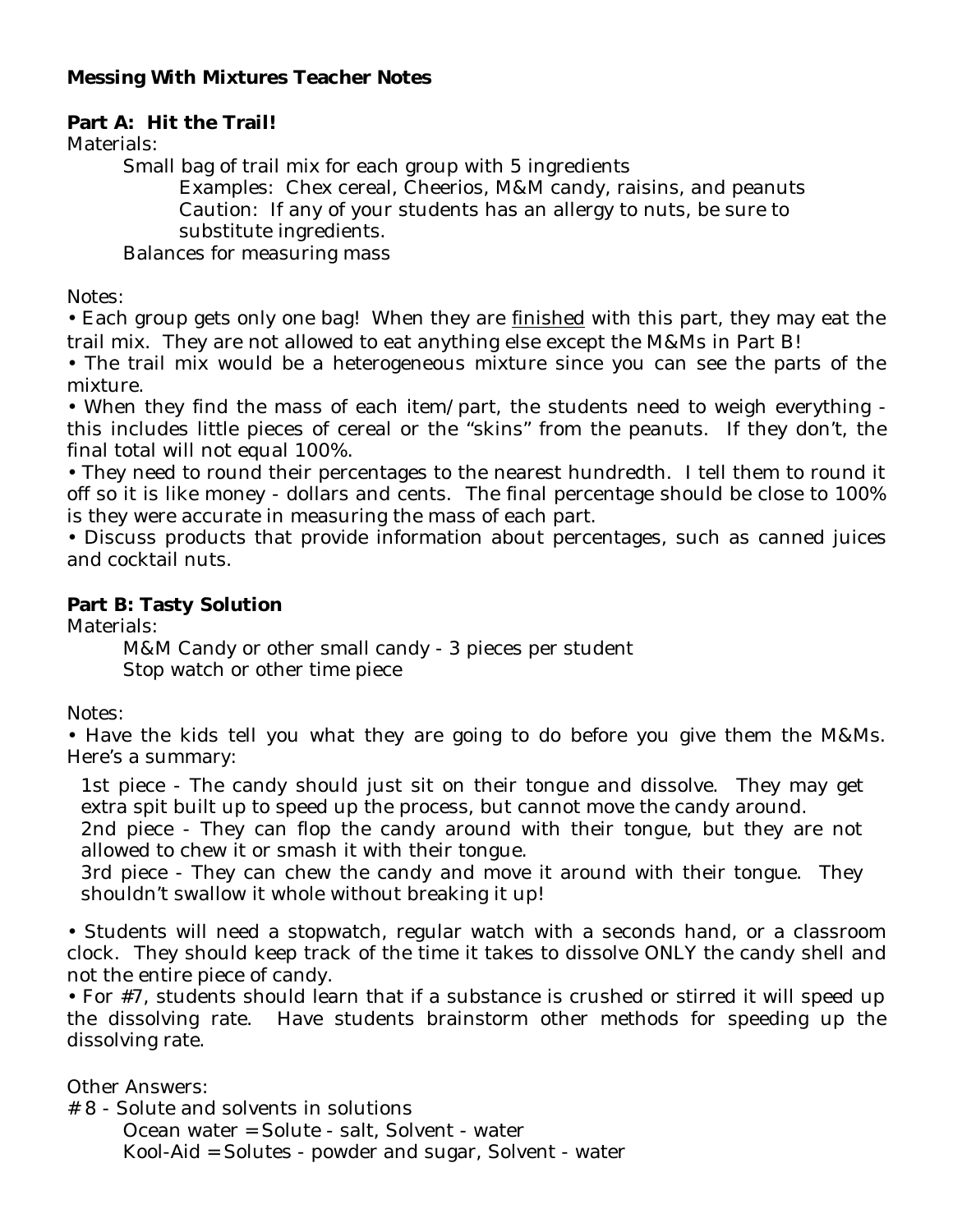**Messing With Mixtures Teacher Notes**

**Part A: Hit the Trail!**

Materials:

Small bag of trail mix for each group with 5 ingredients

Examples: Chex cereal, Cheerios, M&M candy, raisins, and peanuts

Caution: If any of your students has an allergy to nuts, be sure to substitute ingredients.

Balances for measuring mass

Notes:

• Each group gets only one bag! When they are finished with this part, they may eat the trail mix. They are not allowed to eat anything else except the M&Ms in Part B!

• The trail mix would be a heterogeneous mixture since you can see the parts of the mixture.

• When they find the mass of each item/part, the students need to weigh everything - this includes little pieces of cereal or the "skins" from the peanuts. If they don't, the final total will not equal 100%.

• They need to round their percentages to the nearest hundredth. I tell them to round it off so it is like money - dollars and cents. The final percentage should be close to 100% is they were accurate in measuring the mass of each part.

• Discuss products that provide information about percentages, such as canned juices and cocktail nuts.

**Part B: Tasty Solution**

Materials:

M&M Candy or other small candy - 3 pieces per student

Stop watch or other time piece

Notes:

• Have the kids tell you what they are going to do before you give them the M&Ms. Here's a summary:

1st piece - The candy should just sit on their tongue and dissolve. They may get extra spit built up to speed up the process, but cannot move the candy around.

2nd piece - They can flop the candy around with their tongue, but they are not allowed to chew it or smash it with their tongue.

3rd piece - They can chew the candy and move it around with their tongue. They shouldn't swallow it whole without breaking it up!

• Students will need a stopwatch, regular watch with a seconds hand, or a classroom clock. They should keep track of the time it takes to dissolve ONLY the candy shell and not the entire piece of candy.

• For #7, students should learn that if a substance is crushed or stirred it will speed up the dissolving rate. Have students brainstorm other methods for speeding up the dissolving rate.

Other Answers:

# 8 - Solute and solvents in solutions

Ocean water = Solute - salt, Solvent - water

Kool-Aid = Solutes - powder and sugar, Solvent - water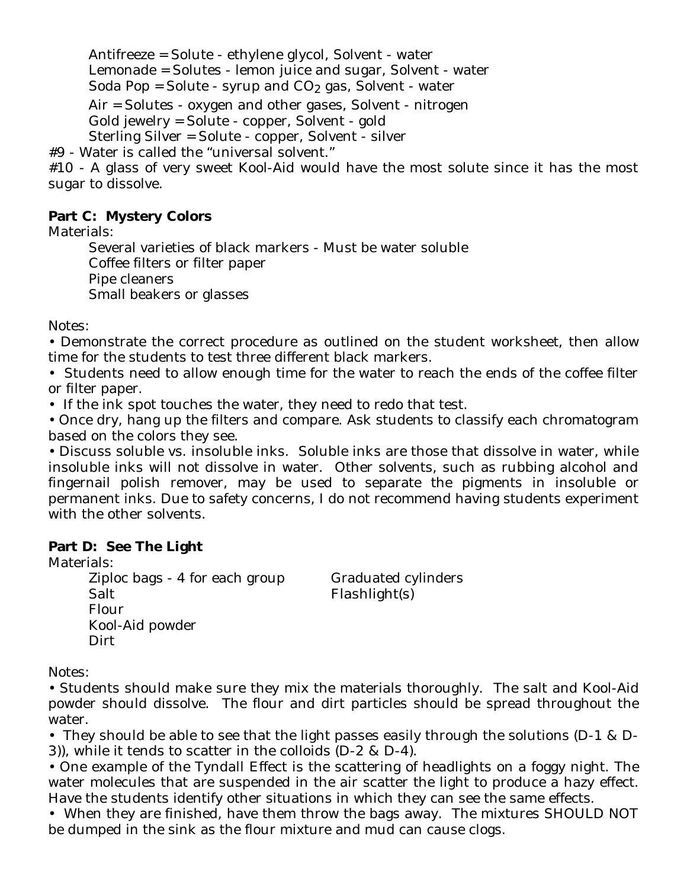Antifreeze = Solute - ethylene glycol, Solvent - water
Lemonade = Solutes - lemon juice and sugar, Solvent - water
Soda Pop = Solute - syrup and $CO_2$ gas, Solvent - water
Air = Solutes - oxygen and other gases, Solvent - nitrogen
Gold jewelry = Solute - copper, Solvent - gold
Sterling Silver = Solute - copper, Solvent - silver

#9 - Water is called the "universal solvent."

#10 - A glass of very sweet Kool-Aid would have the most solute since it has the most sugar to dissolve.

**Part C: Mystery Colors**

Materials:

Several varieties of black markers - Must be water soluble
Coffee filters or filter paper
Pipe cleaners
Small beakers or glasses

Notes:

- Demonstrate the correct procedure as outlined on the student worksheet, then allow time for the students to test three different black markers.
- Students need to allow enough time for the water to reach the ends of the coffee filter or filter paper.
- If the ink spot touches the water, they need to redo that test.
- Once dry, hang up the filters and compare. Ask students to classify each chromatogram based on the colors they see.
- Discuss soluble vs. insoluble inks. Soluble inks are those that dissolve in water, while insoluble inks will not dissolve in water. Other solvents, such as rubbing alcohol and fingernail polish remover, may be used to separate the pigments in insoluble or permanent inks. Due to safety concerns, I do not recommend having students experiment with the other solvents.

**Part D: See The Light**

Materials:

Ziploc bags - 4 for each group
Salt
Flour
Kool-Aid powder
Dirt
Graduated cylinders
Flashlight(s)

Notes:

- Students should make sure they mix the materials thoroughly. The salt and Kool-Aid powder should dissolve. The flour and dirt particles should be spread throughout the water.
- They should be able to see that the light passes easily through the solutions (D-1 & D-3)), while it tends to scatter in the colloids (D-2 & D-4).
- One example of the Tyndall Effect is the scattering of headlights on a foggy night. The water molecules that are suspended in the air scatter the light to produce a hazy effect. Have the students identify other situations in which they can see the same effects.
- When they are finished, have them throw the bags away. The mixtures SHOULD NOT be dumped in the sink as the flour mixture and mud can cause clogs.